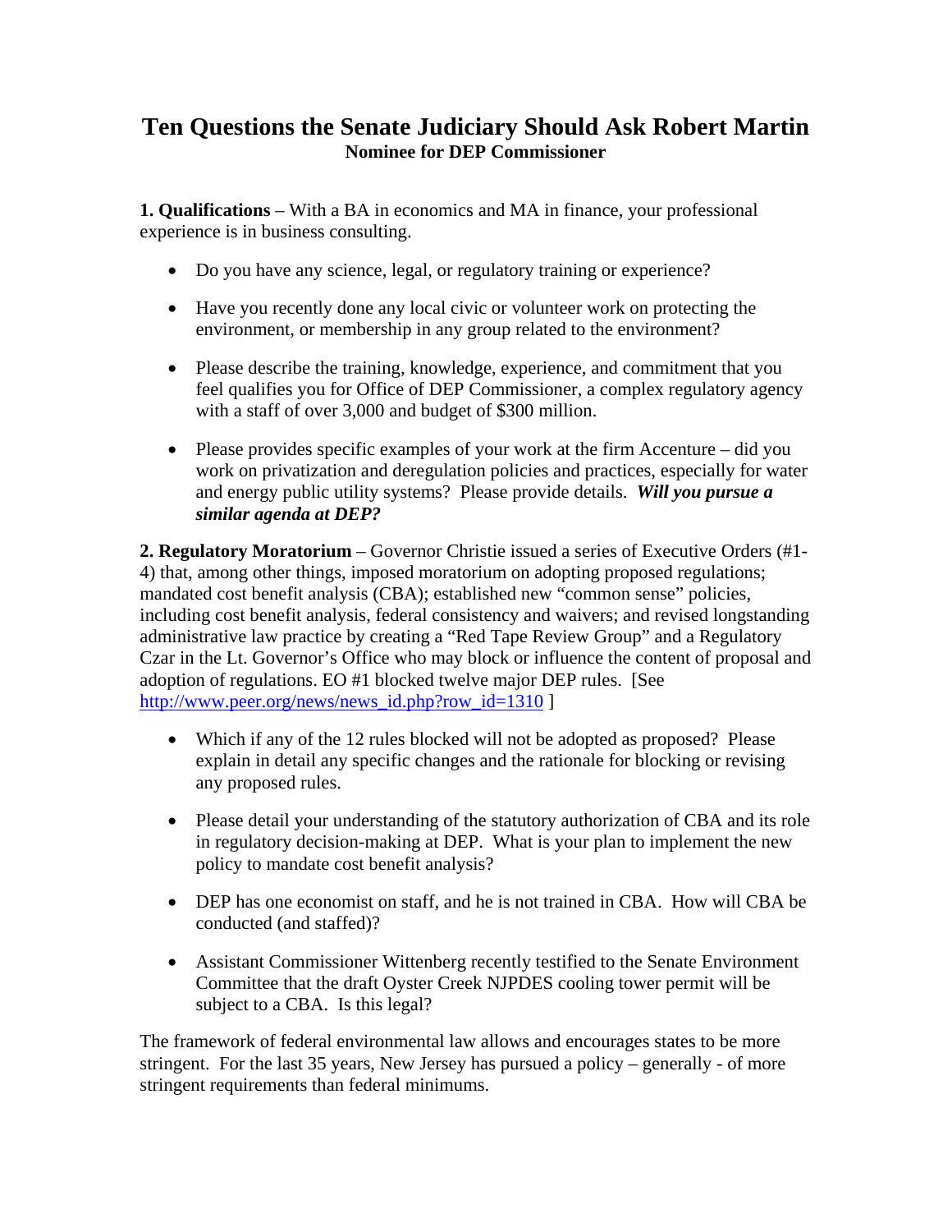# Ten Questions the Senate Judiciary Should Ask Robert Martin

**Nominee for DEP Commissioner**

**1. Qualifications** – With a BA in economics and MA in finance, your professional experience is in business consulting.

- Do you have any science, legal, or regulatory training or experience?
- Have you recently done any local civic or volunteer work on protecting the environment, or membership in any group related to the environment?
- Please describe the training, knowledge, experience, and commitment that you feel qualifies you for Office of DEP Commissioner, a complex regulatory agency with a staff of over 3,000 and budget of $300 million.
- Please provides specific examples of your work at the firm Accenture – did you work on privatization and deregulation policies and practices, especially for water and energy public utility systems? Please provide details. ***Will you pursue a similar agenda at DEP?***

**2. Regulatory Moratorium** – Governor Christie issued a series of Executive Orders (#1-4) that, among other things, imposed moratorium on adopting proposed regulations; mandated cost benefit analysis (CBA); established new "common sense" policies, including cost benefit analysis, federal consistency and waivers; and revised longstanding administrative law practice by creating a "Red Tape Review Group" and a Regulatory Czar in the Lt. Governor's Office who may block or influence the content of proposal and adoption of regulations. EO #1 blocked twelve major DEP rules. [See http://www.peer.org/news/news_id.php?row_id=1310 ]

- Which if any of the 12 rules blocked will not be adopted as proposed? Please explain in detail any specific changes and the rationale for blocking or revising any proposed rules.
- Please detail your understanding of the statutory authorization of CBA and its role in regulatory decision-making at DEP. What is your plan to implement the new policy to mandate cost benefit analysis?
- DEP has one economist on staff, and he is not trained in CBA. How will CBA be conducted (and staffed)?
- Assistant Commissioner Wittenberg recently testified to the Senate Environment Committee that the draft Oyster Creek NJPDES cooling tower permit will be subject to a CBA. Is this legal?

The framework of federal environmental law allows and encourages states to be more stringent. For the last 35 years, New Jersey has pursued a policy – generally - of more stringent requirements than federal minimums.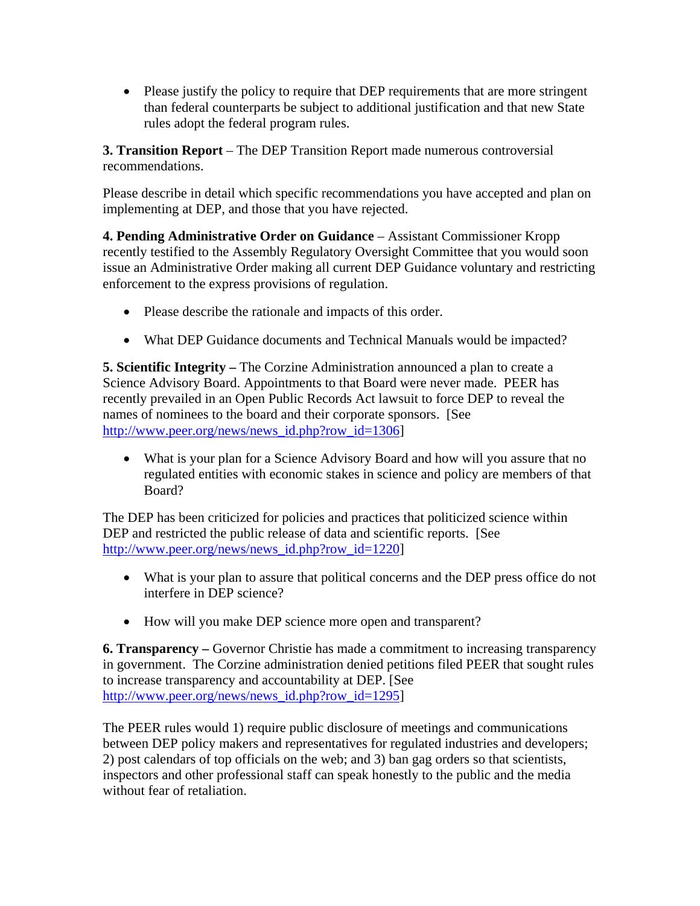- Please justify the policy to require that DEP requirements that are more stringent than federal counterparts be subject to additional justification and that new State rules adopt the federal program rules.

**3. Transition Report** – The DEP Transition Report made numerous controversial recommendations.

Please describe in detail which specific recommendations you have accepted and plan on implementing at DEP, and those that you have rejected.

**4. Pending Administrative Order on Guidance** – Assistant Commissioner Kropp recently testified to the Assembly Regulatory Oversight Committee that you would soon issue an Administrative Order making all current DEP Guidance voluntary and restricting enforcement to the express provisions of regulation.

- Please describe the rationale and impacts of this order.
- What DEP Guidance documents and Technical Manuals would be impacted?

**5. Scientific Integrity –** The Corzine Administration announced a plan to create a Science Advisory Board. Appointments to that Board were never made. PEER has recently prevailed in an Open Public Records Act lawsuit to force DEP to reveal the names of nominees to the board and their corporate sponsors. [See http://www.peer.org/news/news_id.php?row_id=1306]

- What is your plan for a Science Advisory Board and how will you assure that no regulated entities with economic stakes in science and policy are members of that Board?

The DEP has been criticized for policies and practices that politicized science within DEP and restricted the public release of data and scientific reports. [See http://www.peer.org/news/news_id.php?row_id=1220]

- What is your plan to assure that political concerns and the DEP press office do not interfere in DEP science?
- How will you make DEP science more open and transparent?

**6. Transparency –** Governor Christie has made a commitment to increasing transparency in government. The Corzine administration denied petitions filed PEER that sought rules to increase transparency and accountability at DEP. [See http://www.peer.org/news/news_id.php?row_id=1295]

The PEER rules would 1) require public disclosure of meetings and communications between DEP policy makers and representatives for regulated industries and developers; 2) post calendars of top officials on the web; and 3) ban gag orders so that scientists, inspectors and other professional staff can speak honestly to the public and the media without fear of retaliation.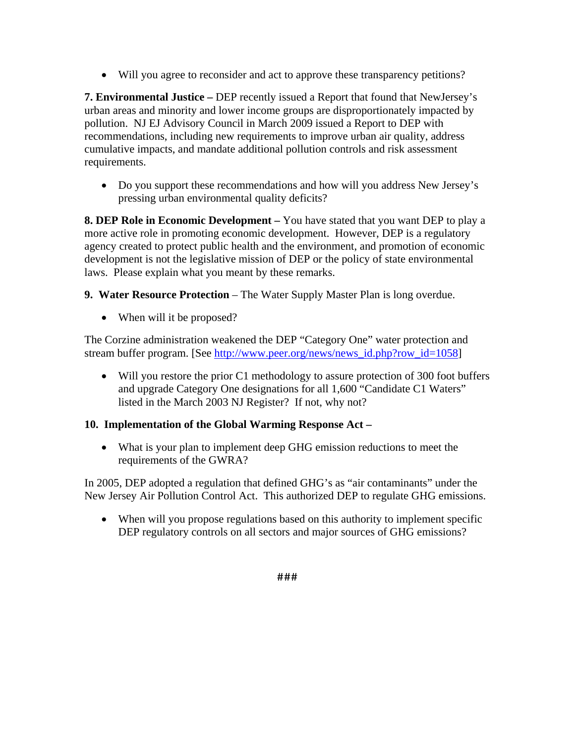- Will you agree to reconsider and act to approve these transparency petitions?

**7. Environmental Justice –** DEP recently issued a Report that found that NewJersey's urban areas and minority and lower income groups are disproportionately impacted by pollution. NJ EJ Advisory Council in March 2009 issued a Report to DEP with recommendations, including new requirements to improve urban air quality, address cumulative impacts, and mandate additional pollution controls and risk assessment requirements.

- Do you support these recommendations and how will you address New Jersey's pressing urban environmental quality deficits?

**8. DEP Role in Economic Development –** You have stated that you want DEP to play a more active role in promoting economic development. However, DEP is a regulatory agency created to protect public health and the environment, and promotion of economic development is not the legislative mission of DEP or the policy of state environmental laws. Please explain what you meant by these remarks.

**9. Water Resource Protection** – The Water Supply Master Plan is long overdue.

- When will it be proposed?

The Corzine administration weakened the DEP "Category One" water protection and stream buffer program. [See http://www.peer.org/news/news_id.php?row_id=1058]

- Will you restore the prior C1 methodology to assure protection of 300 foot buffers and upgrade Category One designations for all 1,600 "Candidate C1 Waters" listed in the March 2003 NJ Register? If not, why not?

**10. Implementation of the Global Warming Response Act –**

- What is your plan to implement deep GHG emission reductions to meet the requirements of the GWRA?

In 2005, DEP adopted a regulation that defined GHG's as "air contaminants" under the New Jersey Air Pollution Control Act. This authorized DEP to regulate GHG emissions.

- When will you propose regulations based on this authority to implement specific DEP regulatory controls on all sectors and major sources of GHG emissions?

###